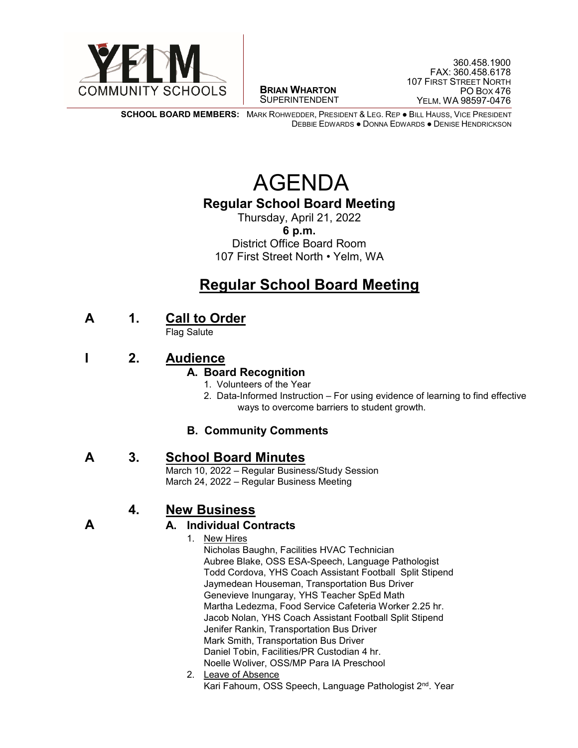YELM COMMUNITY SCHOOLS

**BRIAN WHARTON**
SUPERINTENDENT

360.458.1900
FAX: 360.458.6178
107 FIRST STREET NORTH
PO BOX 476
YELM, WA 98597-0476

**SCHOOL BOARD MEMBERS:** MARK ROHWEDDER, PRESIDENT & LEG. REP ● BILL HAUSS, VICE PRESIDENT
DEBBIE EDWARDS ● DONNA EDWARDS ● DENISE HENDRICKSON

# AGENDA

## Regular School Board Meeting

Thursday, April 21, 2022
**6 p.m.**
District Office Board Room
107 First Street North • Yelm, WA

## Regular School Board Meeting

**A 1. Call to Order**

Flag Salute

**I 2. Audience**

**A. Board Recognition**

1. Volunteers of the Year
2. Data-Informed Instruction – For using evidence of learning to find effective ways to overcome barriers to student growth.

**B. Community Comments**

**A 3. School Board Minutes**

March 10, 2022 – Regular Business/Study Session
March 24, 2022 – Regular Business Meeting

**4. New Business**

**A A. Individual Contracts**

1. New Hires
   Nicholas Baughn, Facilities HVAC Technician
   Aubree Blake, OSS ESA-Speech, Language Pathologist
   Todd Cordova, YHS Coach Assistant Football Split Stipend
   Jaymedean Houseman, Transportation Bus Driver
   Genevieve Inungaray, YHS Teacher SpEd Math
   Martha Ledezma, Food Service Cafeteria Worker 2.25 hr.
   Jacob Nolan, YHS Coach Assistant Football Split Stipend
   Jenifer Rankin, Transportation Bus Driver
   Mark Smith, Transportation Bus Driver
   Daniel Tobin, Facilities/PR Custodian 4 hr.
   Noelle Woliver, OSS/MP Para IA Preschool
2. Leave of Absence
   Kari Fahoum, OSS Speech, Language Pathologist 2nd. Year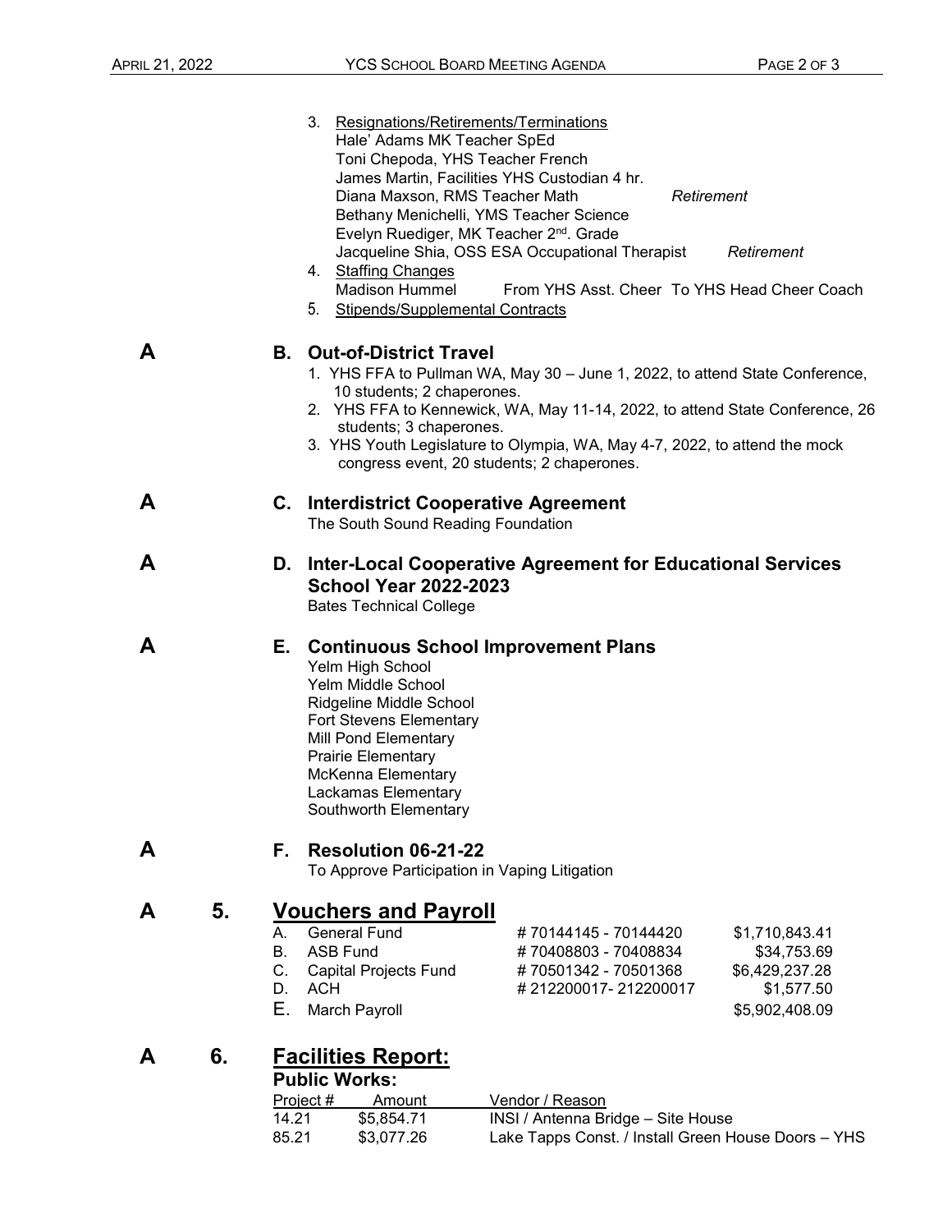3. Resignations/Retirements/Terminations
   Hale' Adams MK Teacher SpEd
   Toni Chepoda, YHS Teacher French
   James Martin, Facilities YHS Custodian 4 hr.
   Diana Maxson, RMS Teacher Math *Retirement*
   Bethany Menichelli, YMS Teacher Science
   Evelyn Ruediger, MK Teacher 2nd. Grade
   Jacqueline Shia, OSS ESA Occupational Therapist *Retirement*
4. Staffing Changes
   Madison Hummel From YHS Asst. Cheer To YHS Head Cheer Coach
5. Stipends/Supplemental Contracts

**A** **B. Out-of-District Travel**

1. YHS FFA to Pullman WA, May 30 – June 1, 2022, to attend State Conference, 10 students; 2 chaperones.
2. YHS FFA to Kennewick, WA, May 11-14, 2022, to attend State Conference, 26 students; 3 chaperones.
3. YHS Youth Legislature to Olympia, WA, May 4-7, 2022, to attend the mock congress event, 20 students; 2 chaperones.

**A** **C. Interdistrict Cooperative Agreement**

The South Sound Reading Foundation

**A** **D. Inter-Local Cooperative Agreement for Educational Services School Year 2022-2023**

Bates Technical College

**A** **E. Continuous School Improvement Plans**

Yelm High School
Yelm Middle School
Ridgeline Middle School
Fort Stevens Elementary
Mill Pond Elementary
Prairie Elementary
McKenna Elementary
Lackamas Elementary
Southworth Elementary

**A** **F. Resolution 06-21-22**

To Approve Participation in Vaping Litigation

## A 5. Vouchers and Payroll

| | | | |
|---|---|---|---|
| A. | General Fund | # 70144145 - 70144420 | $1,710,843.41 |
| B. | ASB Fund | # 70408803 - 70408834 | $34,753.69 |
| C. | Capital Projects Fund | # 70501342 - 70501368 | $6,429,237.28 |
| D. | ACH | # 212200017- 212200017 | $1,577.50 |
| E. | March Payroll | | $5,902,408.09 |

## A 6. Facilities Report:

**Public Works:**

| Project # | Amount | Vendor / Reason |
|---|---|---|
| 14.21 | $5,854.71 | INSI / Antenna Bridge – Site House |
| 85.21 | $3,077.26 | Lake Tapps Const. / Install Green House Doors – YHS |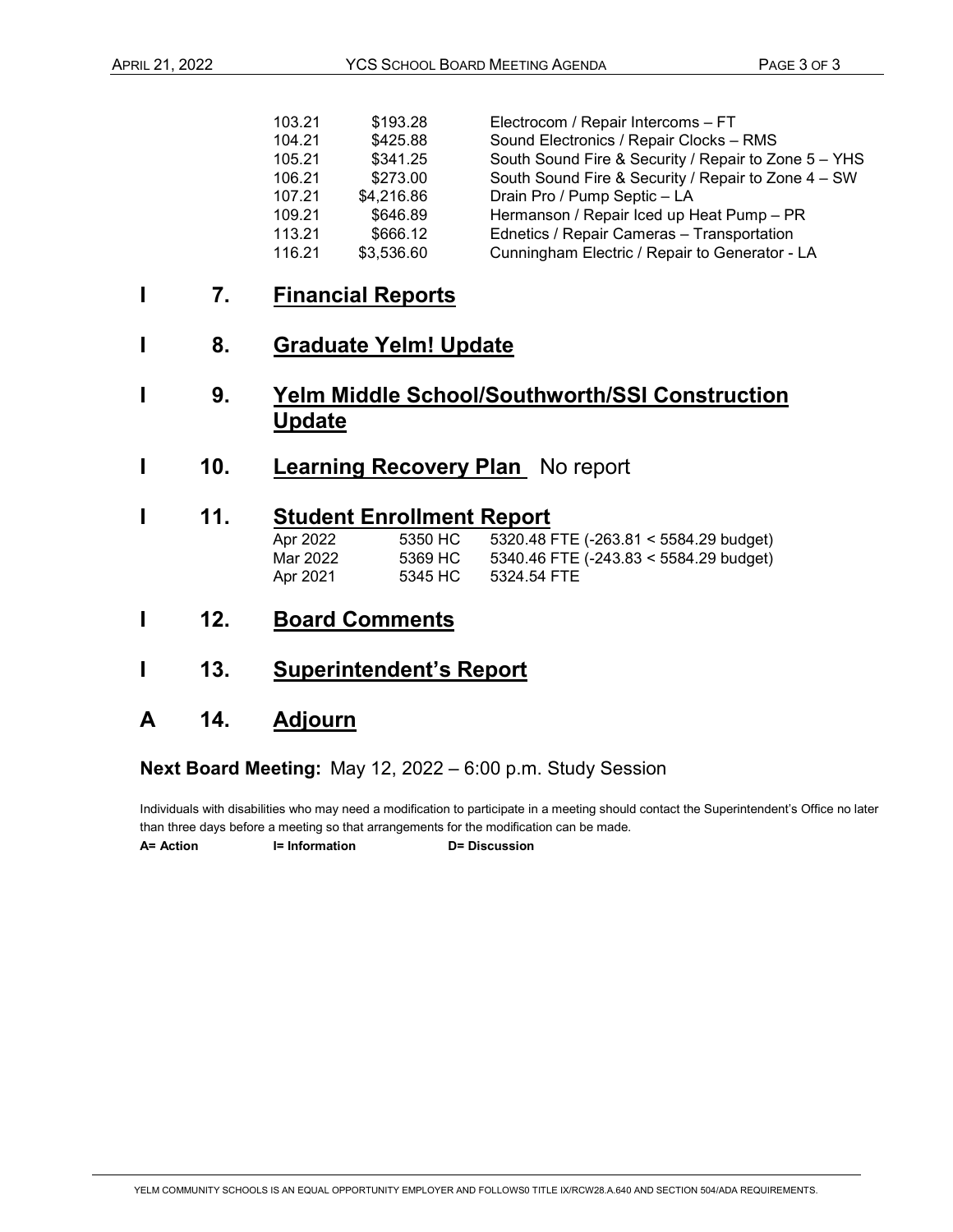| | | |
|---|---|---|
| 103.21 | $193.28 | Electrocom / Repair Intercoms – FT |
| 104.21 | $425.88 | Sound Electronics / Repair Clocks – RMS |
| 105.21 | $341.25 | South Sound Fire & Security / Repair to Zone 5 – YHS |
| 106.21 | $273.00 | South Sound Fire & Security / Repair to Zone 4 – SW |
| 107.21 | $4,216.86 | Drain Pro / Pump Septic – LA |
| 109.21 | $646.89 | Hermanson / Repair Iced up Heat Pump – PR |
| 113.21 | $666.12 | Ednetics / Repair Cameras – Transportation |
| 116.21 | $3,536.60 | Cunningham Electric / Repair to Generator - LA |

## I 7. Financial Reports

## I 8. Graduate Yelm! Update

## I 9. Yelm Middle School/Southworth/SSI Construction Update

## I 10. Learning Recovery Plan No report

## I 11. Student Enrollment Report

| | | |
|---|---|---|
| Apr 2022 | 5350 HC | 5320.48 FTE (-263.81 < 5584.29 budget) |
| Mar 2022 | 5369 HC | 5340.46 FTE (-243.83 < 5584.29 budget) |
| Apr 2021 | 5345 HC | 5324.54 FTE |

## I 12. Board Comments

## I 13. Superintendent's Report

## A 14. Adjourn

**Next Board Meeting:** May 12, 2022 – 6:00 p.m. Study Session

Individuals with disabilities who may need a modification to participate in a meeting should contact the Superintendent's Office no later than three days before a meeting so that arrangements for the modification can be made.

**A= Action** **I= Information** **D= Discussion**

YELM COMMUNITY SCHOOLS IS AN EQUAL OPPORTUNITY EMPLOYER AND FOLLOWS0 TITLE IX/RCW28.A.640 AND SECTION 504/ADA REQUIREMENTS.